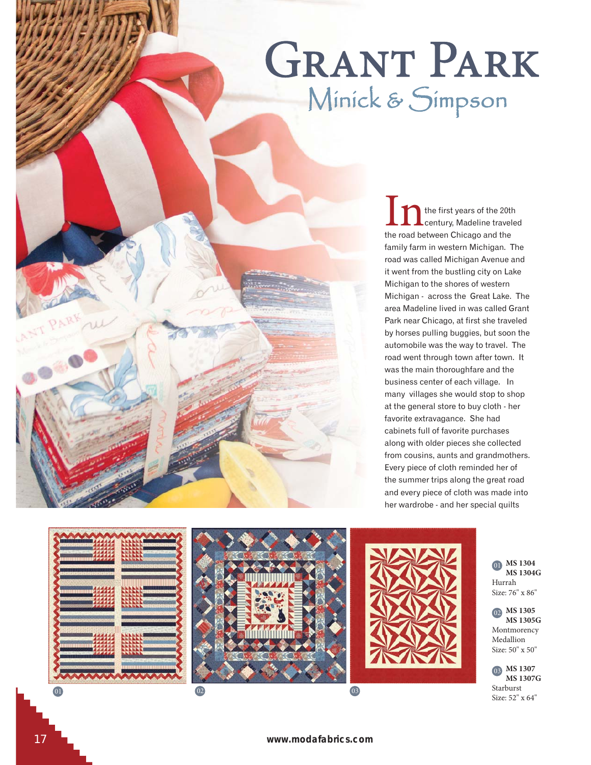# Grant Park

## Minick & Simpson

In the first years of the 20th century, Madeline traveled the road between Chicago and the family farm in western Michigan. The road was called Michigan Avenue and it went from the bustling city on Lake Michigan to the shores of western Michigan - across the Great Lake. The area Madeline lived in was called Grant Park near Chicago, at first she traveled by horses pulling buggies, but soon the automobile was the way to travel. The road went through town after town. It was the main thoroughfare and the business center of each village. In many villages she would stop to shop at the general store to buy cloth - her favorite extravagance. She had cabinets full of favorite purchases along with older pieces she collected from cousins, aunts and grandmothers. Every piece of cloth reminded her of the summer trips along the great road and every piece of cloth was made into her wardrobe - and her special quilts

01 **MS 1304**
**MS 1304G**
Hurrah
Size: 76" x 86"

02 **MS 1305**
**MS 1305G**
Montmorency Medallion
Size: 50" x 50"

03 **MS 1307**
**MS 1307G**
Starburst
Size: 52" x 64"

www.modafabrics.com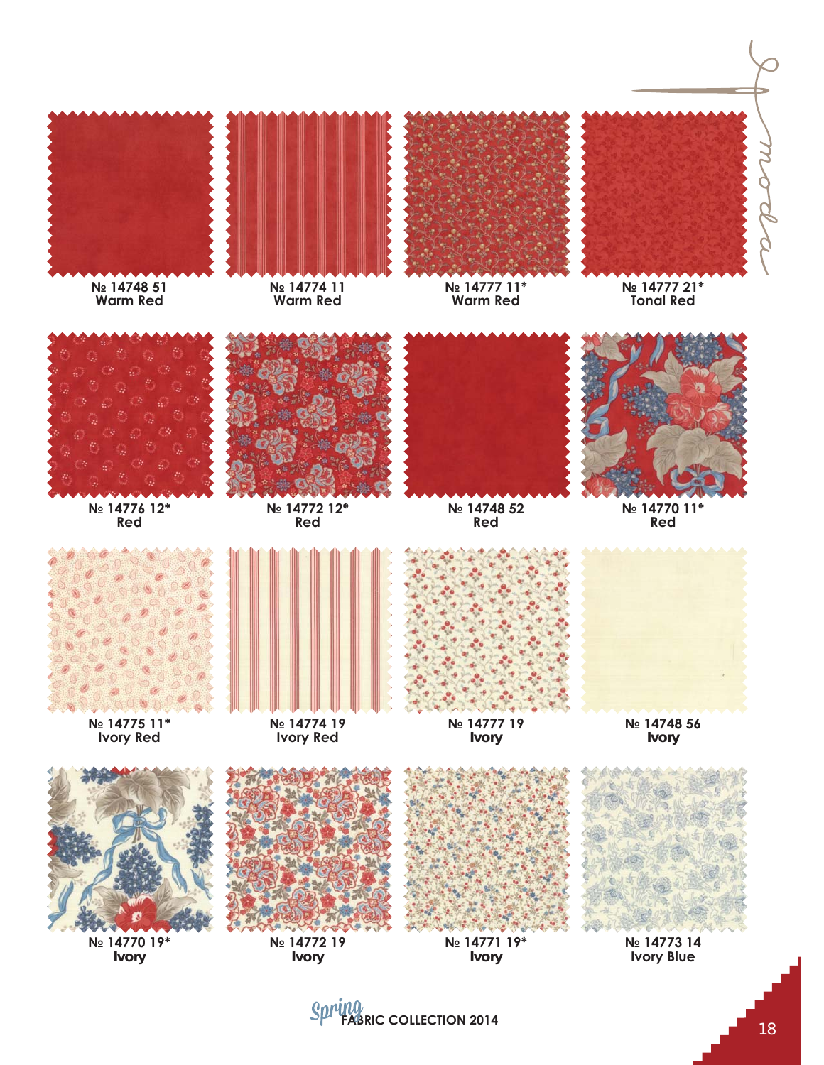№ 14748 51
Warm Red

№ 14774 11
Warm Red

№ 14777 11*
Warm Red

№ 14777 21*
Tonal Red

№ 14776 12*
Red

№ 14772 12*
Red

№ 14748 52
Red

№ 14770 11*
Red

№ 14775 11*
Ivory Red

№ 14774 19
Ivory Red

№ 14777 19
Ivory

№ 14748 56
Ivory

№ 14770 19*
Ivory

№ 14772 19
Ivory

№ 14771 19*
Ivory

№ 14773 14
Ivory Blue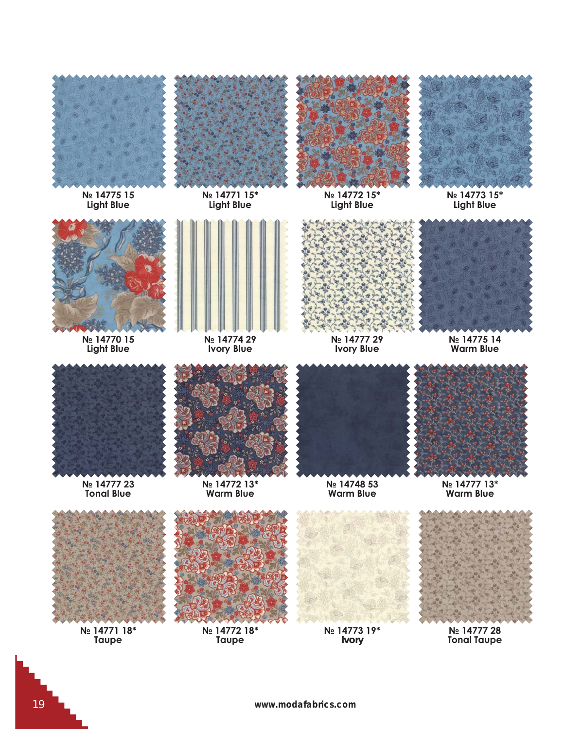| | | | |
|---|---|---|---|
| № 14775 15<br>Light Blue | № 14771 15*<br>Light Blue | № 14772 15*<br>Light Blue | № 14773 15*<br>Light Blue |
| № 14770 15<br>Light Blue | № 14774 29<br>Ivory Blue | № 14777 29<br>Ivory Blue | № 14775 14<br>Warm Blue |
| № 14777 23<br>Tonal Blue | № 14772 13*<br>Warm Blue | № 14748 53<br>Warm Blue | № 14777 13*<br>Warm Blue |
| № 14771 18*<br>Taupe | № 14772 18*<br>Taupe | № 14773 19*<br>Ivory | № 14777 28<br>Tonal Taupe |

www.modafabrics.com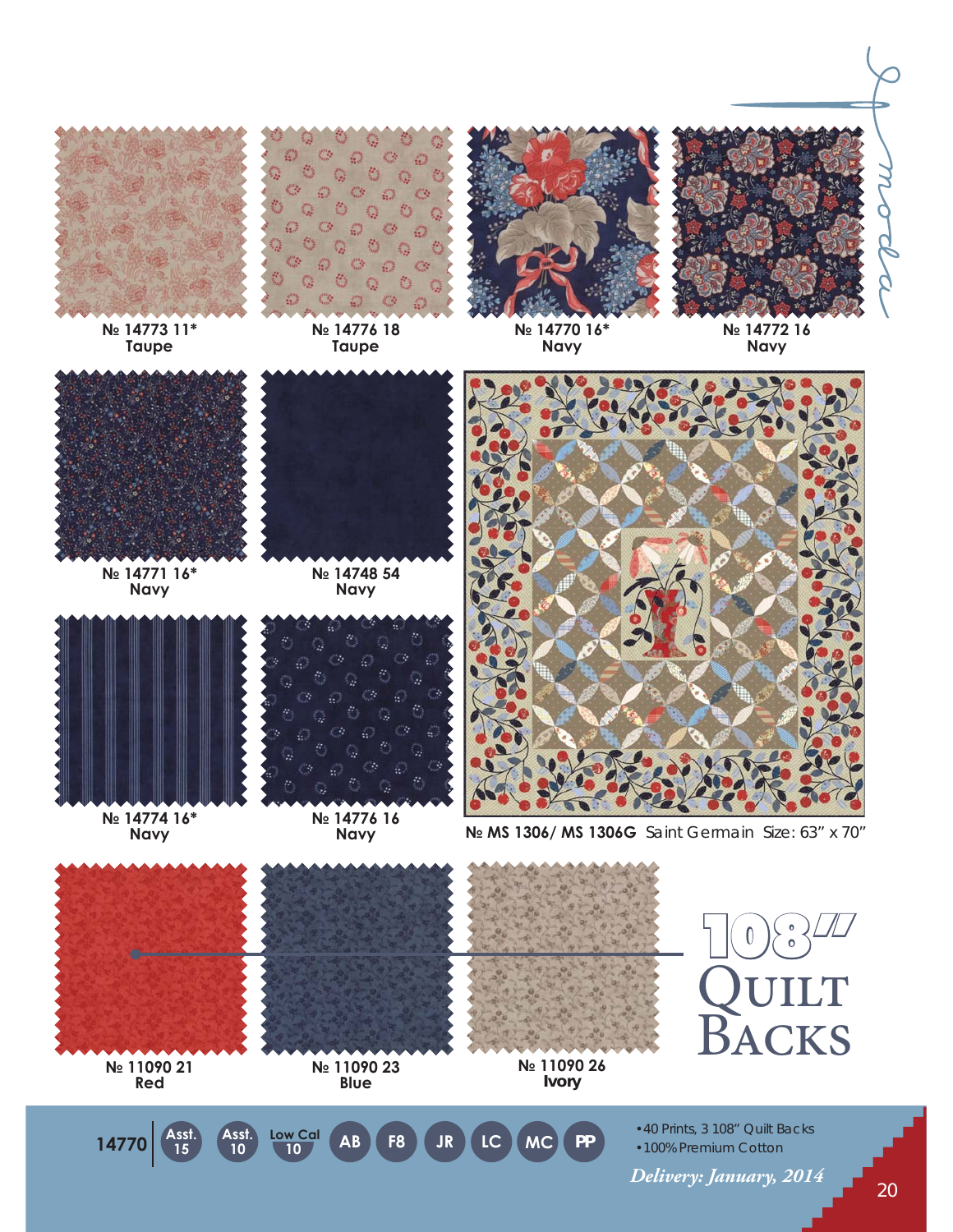№ 14773 11*
Taupe

№ 14776 18
Taupe

№ 14770 16*
Navy

№ 14772 16
Navy

№ 14771 16*
Navy

№ 14748 54
Navy

№ 14774 16*
Navy

№ 14776 16
Navy

№ MS 1306/ MS 1306G Saint Germain Size: 63" x 70"

№ 11090 21
Red

№ 11090 23
Blue

№ 11090 26
Ivory

# 108" Quilt Backs

14770 | Asst. 15 | Asst. 10 | Low Cal 10 | AB | F8 | JR | LC | MC | PP

- 40 Prints, 3 108" Quilt Backs
- 100% Premium Cotton

*Delivery: January, 2014*